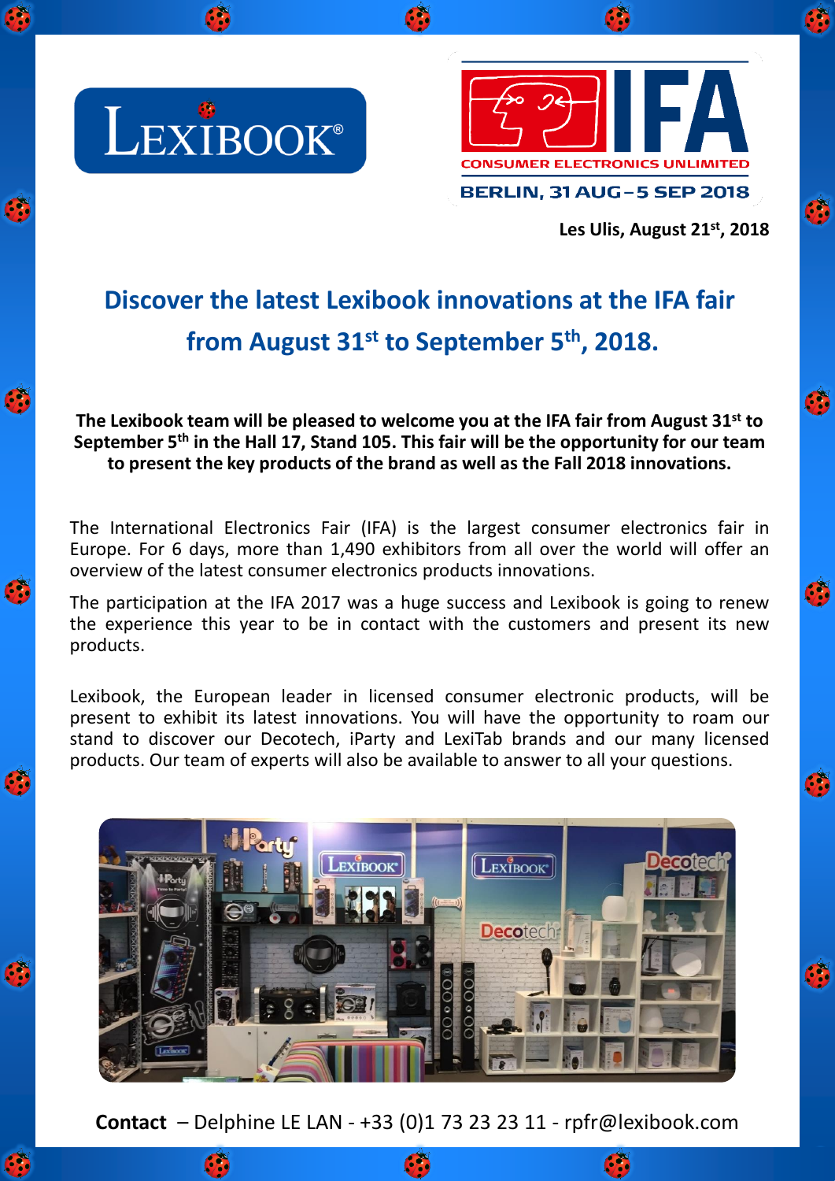Les Ulis, August 21st, 2018

# Discover the latest Lexibook innovations at the IFA fair from August 31st to September 5th, 2018.

**The Lexibook team will be pleased to welcome you at the IFA fair from August 31st to September 5th in the Hall 17, Stand 105. This fair will be the opportunity for our team to present the key products of the brand as well as the Fall 2018 innovations.**

The International Electronics Fair (IFA) is the largest consumer electronics fair in Europe. For 6 days, more than 1,490 exhibitors from all over the world will offer an overview of the latest consumer electronics products innovations.

The participation at the IFA 2017 was a huge success and Lexibook is going to renew the experience this year to be in contact with the customers and present its new products.

Lexibook, the European leader in licensed consumer electronic products, will be present to exhibit its latest innovations. You will have the opportunity to roam our stand to discover our Decotech, iParty and LexiTab brands and our many licensed products. Our team of experts will also be available to answer to all your questions.

**Contact** – Delphine LE LAN - +33 (0)1 73 23 23 11 - rpfr@lexibook.com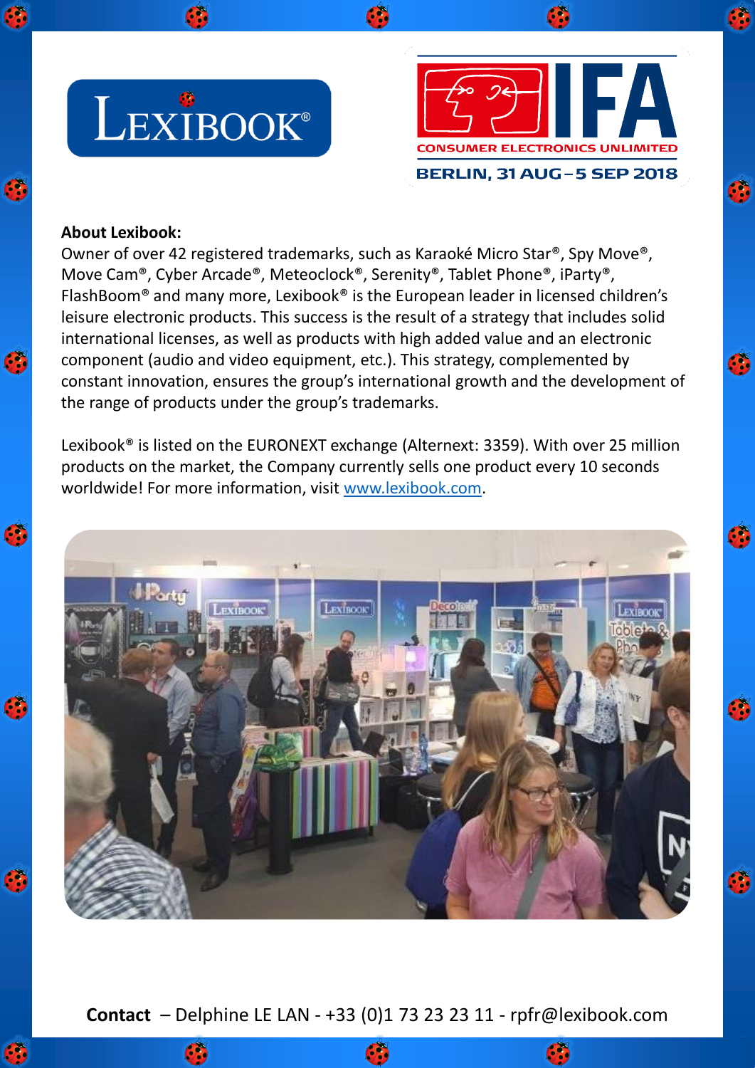**About Lexibook:**

Owner of over 42 registered trademarks, such as Karaoké Micro Star®, Spy Move®, Move Cam®, Cyber Arcade®, Meteoclock®, Serenity®, Tablet Phone®, iParty®, FlashBoom® and many more, Lexibook® is the European leader in licensed children's leisure electronic products. This success is the result of a strategy that includes solid international licenses, as well as products with high added value and an electronic component (audio and video equipment, etc.). This strategy, complemented by constant innovation, ensures the group's international growth and the development of the range of products under the group's trademarks.

Lexibook® is listed on the EURONEXT exchange (Alternext: 3359). With over 25 million products on the market, the Company currently sells one product every 10 seconds worldwide! For more information, visit www.lexibook.com.

**Contact** – Delphine LE LAN - +33 (0)1 73 23 23 11 - rpfr@lexibook.com